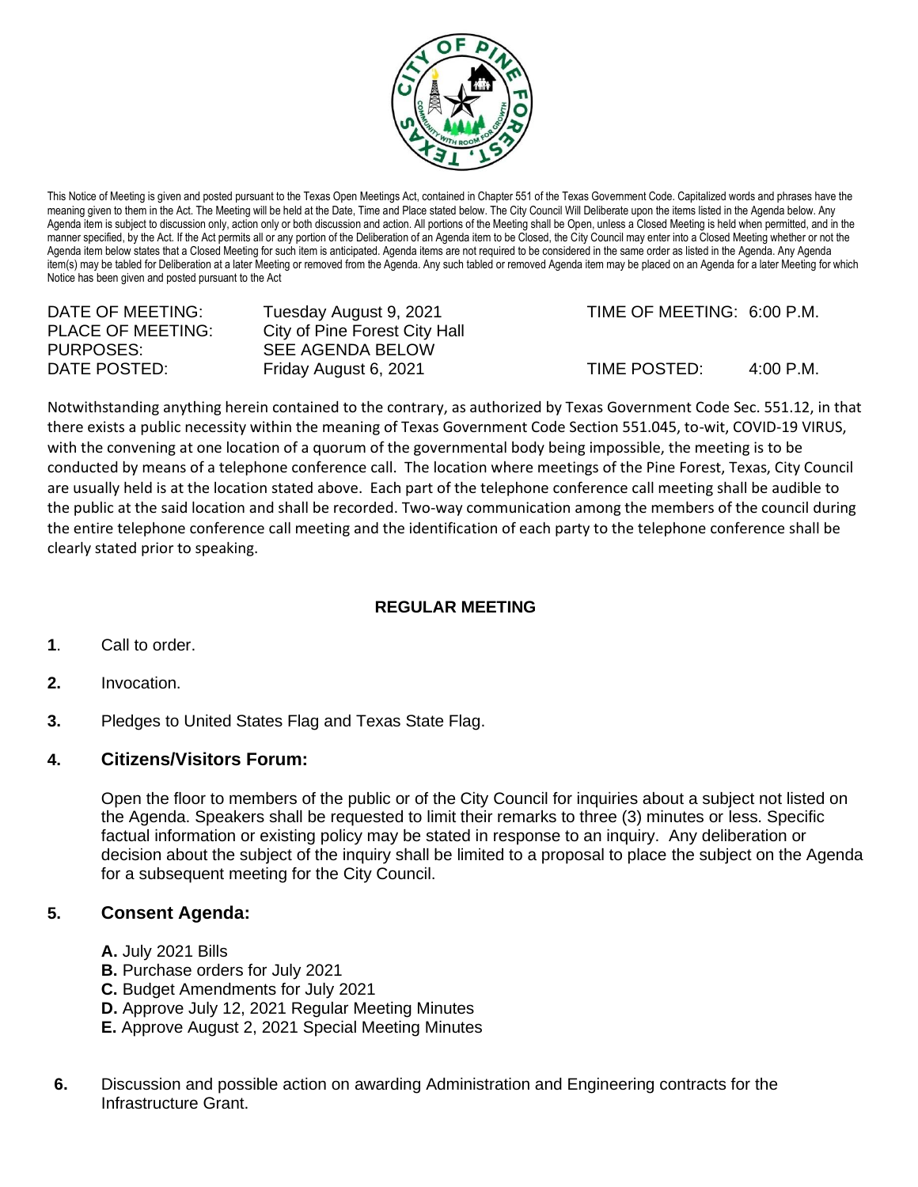This Notice of Meeting is given and posted pursuant to the Texas Open Meetings Act, contained in Chapter 551 of the Texas Government Code. Capitalized words and phrases have the meaning given to them in the Act. The Meeting will be held at the Date, Time and Place stated below. The City Council Will Deliberate upon the items listed in the Agenda below. Any Agenda item is subject to discussion only, action only or both discussion and action. All portions of the Meeting shall be Open, unless a Closed Meeting is held when permitted, and in the manner specified, by the Act. If the Act permits all or any portion of the Deliberation of an Agenda item to be Closed, the City Council may enter into a Closed Meeting whether or not the Agenda item below states that a Closed Meeting for such item is anticipated. Agenda items are not required to be considered in the same order as listed in the Agenda. Any Agenda item(s) may be tabled for Deliberation at a later Meeting or removed from the Agenda. Any such tabled or removed Agenda item may be placed on an Agenda for a later Meeting for which Notice has been given and posted pursuant to the Act

| | | | |
|---|---|---|---|
| DATE OF MEETING: | Tuesday August 9, 2021 | TIME OF MEETING: | 6:00 P.M. |
| PLACE OF MEETING: | City of Pine Forest City Hall | | |
| PURPOSES: | SEE AGENDA BELOW | | |
| DATE POSTED: | Friday August 6, 2021 | TIME POSTED: | 4:00 P.M. |

Notwithstanding anything herein contained to the contrary, as authorized by Texas Government Code Sec. 551.12, in that there exists a public necessity within the meaning of Texas Government Code Section 551.045, to-wit, COVID-19 VIRUS, with the convening at one location of a quorum of the governmental body being impossible, the meeting is to be conducted by means of a telephone conference call. The location where meetings of the Pine Forest, Texas, City Council are usually held is at the location stated above. Each part of the telephone conference call meeting shall be audible to the public at the said location and shall be recorded. Two-way communication among the members of the council during the entire telephone conference call meeting and the identification of each party to the telephone conference shall be clearly stated prior to speaking.

**REGULAR MEETING**

**1**. Call to order.

**2.** Invocation.

**3.** Pledges to United States Flag and Texas State Flag.

## 4. Citizens/Visitors Forum:

Open the floor to members of the public or of the City Council for inquiries about a subject not listed on the Agenda. Speakers shall be requested to limit their remarks to three (3) minutes or less. Specific factual information or existing policy may be stated in response to an inquiry. Any deliberation or decision about the subject of the inquiry shall be limited to a proposal to place the subject on the Agenda for a subsequent meeting for the City Council.

## 5. Consent Agenda:

**A.** July 2021 Bills
**B.** Purchase orders for July 2021
**C.** Budget Amendments for July 2021
**D.** Approve July 12, 2021 Regular Meeting Minutes
**E.** Approve August 2, 2021 Special Meeting Minutes

**6.** Discussion and possible action on awarding Administration and Engineering contracts for the Infrastructure Grant.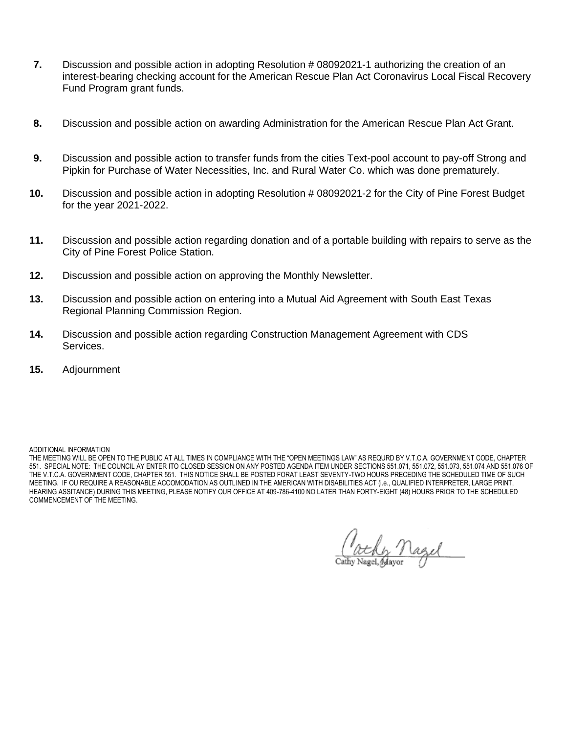7. Discussion and possible action in adopting Resolution # 08092021-1 authorizing the creation of an interest-bearing checking account for the American Rescue Plan Act Coronavirus Local Fiscal Recovery Fund Program grant funds.

8. Discussion and possible action on awarding Administration for the American Rescue Plan Act Grant.

9. Discussion and possible action to transfer funds from the cities Text-pool account to pay-off Strong and Pipkin for Purchase of Water Necessities, Inc. and Rural Water Co. which was done prematurely.

10. Discussion and possible action in adopting Resolution # 08092021-2 for the City of Pine Forest Budget for the year 2021-2022.

11. Discussion and possible action regarding donation and of a portable building with repairs to serve as the City of Pine Forest Police Station.

12. Discussion and possible action on approving the Monthly Newsletter.

13. Discussion and possible action on entering into a Mutual Aid Agreement with South East Texas Regional Planning Commission Region.

14. Discussion and possible action regarding Construction Management Agreement with CDS Services.

15. Adjournment

ADDITIONAL INFORMATION
THE MEETING WILL BE OPEN TO THE PUBLIC AT ALL TIMES IN COMPLIANCE WITH THE "OPEN MEETINGS LAW" AS REQURD BY V.T.C.A. GOVERNMENT CODE, CHAPTER 551. SPECIAL NOTE: THE COUNCIL AY ENTER ITO CLOSED SESSION ON ANY POSTED AGENDA ITEM UNDER SECTIONS 551.071, 551.072, 551.073, 551.074 AND 551.076 OF THE V.T.C.A. GOVERNMENT CODE, CHAPTER 551. THIS NOTICE SHALL BE POSTED FORAT LEAST SEVENTY-TWO HOURS PRECEDING THE SCHEDULED TIME OF SUCH MEETING. IF OU REQUIRE A REASONABLE ACCOMODATION AS OUTLINED IN THE AMERICAN WITH DISABILITIES ACT (i.e., QUALIFIED INTERPRETER, LARGE PRINT, HEARING ASSITANCE) DURING THIS MEETING, PLEASE NOTIFY OUR OFFICE AT 409-786-4100 NO LATER THAN FORTY-EIGHT (48) HOURS PRIOR TO THE SCHEDULED COMMENCEMENT OF THE MEETING.

Cathy Nagel

Cathy Nagel, Mayor